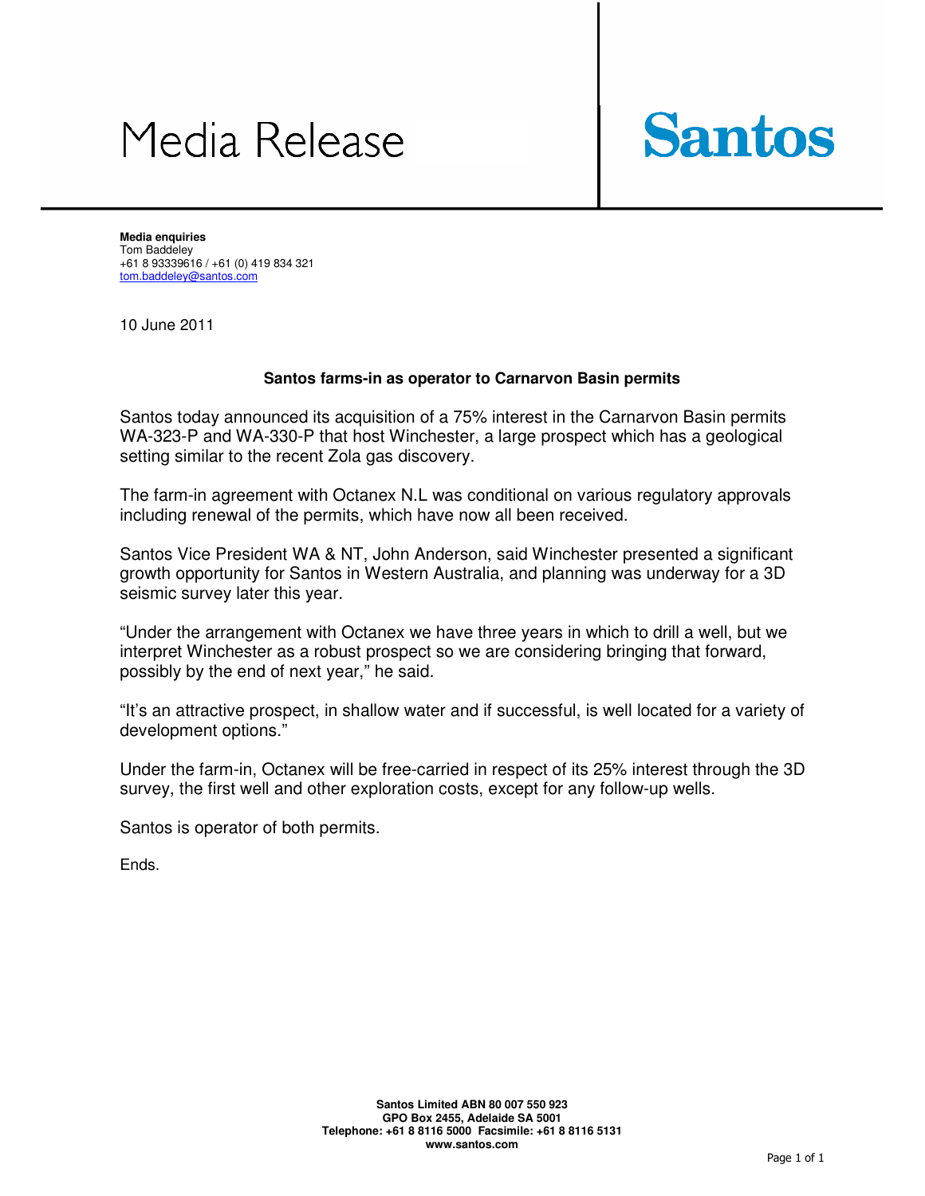# Media Release

**Santos**

**Media enquiries**
Tom Baddeley
+61 8 93339616 / +61 (0) 419 834 321
tom.baddeley@santos.com

10 June 2011

**Santos farms-in as operator to Carnarvon Basin permits**

Santos today announced its acquisition of a 75% interest in the Carnarvon Basin permits WA-323-P and WA-330-P that host Winchester, a large prospect which has a geological setting similar to the recent Zola gas discovery.

The farm-in agreement with Octanex N.L was conditional on various regulatory approvals including renewal of the permits, which have now all been received.

Santos Vice President WA & NT, John Anderson, said Winchester presented a significant growth opportunity for Santos in Western Australia, and planning was underway for a 3D seismic survey later this year.

"Under the arrangement with Octanex we have three years in which to drill a well, but we interpret Winchester as a robust prospect so we are considering bringing that forward, possibly by the end of next year," he said.

"It's an attractive prospect, in shallow water and if successful, is well located for a variety of development options."

Under the farm-in, Octanex will be free-carried in respect of its 25% interest through the 3D survey, the first well and other exploration costs, except for any follow-up wells.

Santos is operator of both permits.

Ends.

**Santos Limited ABN 80 007 550 923**
**GPO Box 2455, Adelaide SA 5001**
**Telephone: +61 8 8116 5000 Facsimile: +61 8 8116 5131**
**www.santos.com**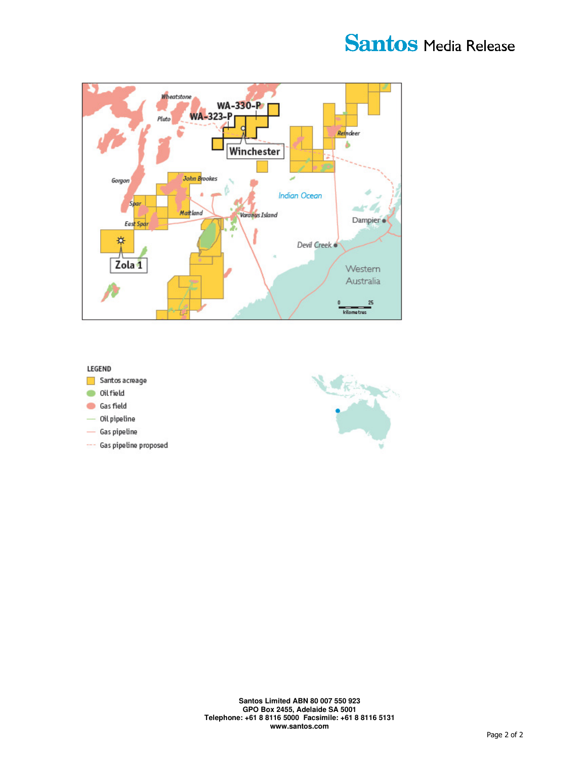Wheatstone
Pluto
WA-330-P
WA-323-P
Winchester
Reindeer
Gorgon
John Brookes
Spar
Maitland
East Spar
Varanus Island
Indian Ocean
Dampier
Devil Creek
Zola 1
Western Australia
0 25
kilometres

LEGEND

- Santos acreage
- Oil field
- Gas field
- Oil pipeline
- Gas pipeline
- Gas pipeline proposed

**Santos Limited ABN 80 007 550 923**
**GPO Box 2455, Adelaide SA 5001**
**Telephone: +61 8 8116 5000 Facsimile: +61 8 8116 5131**
**www.santos.com**